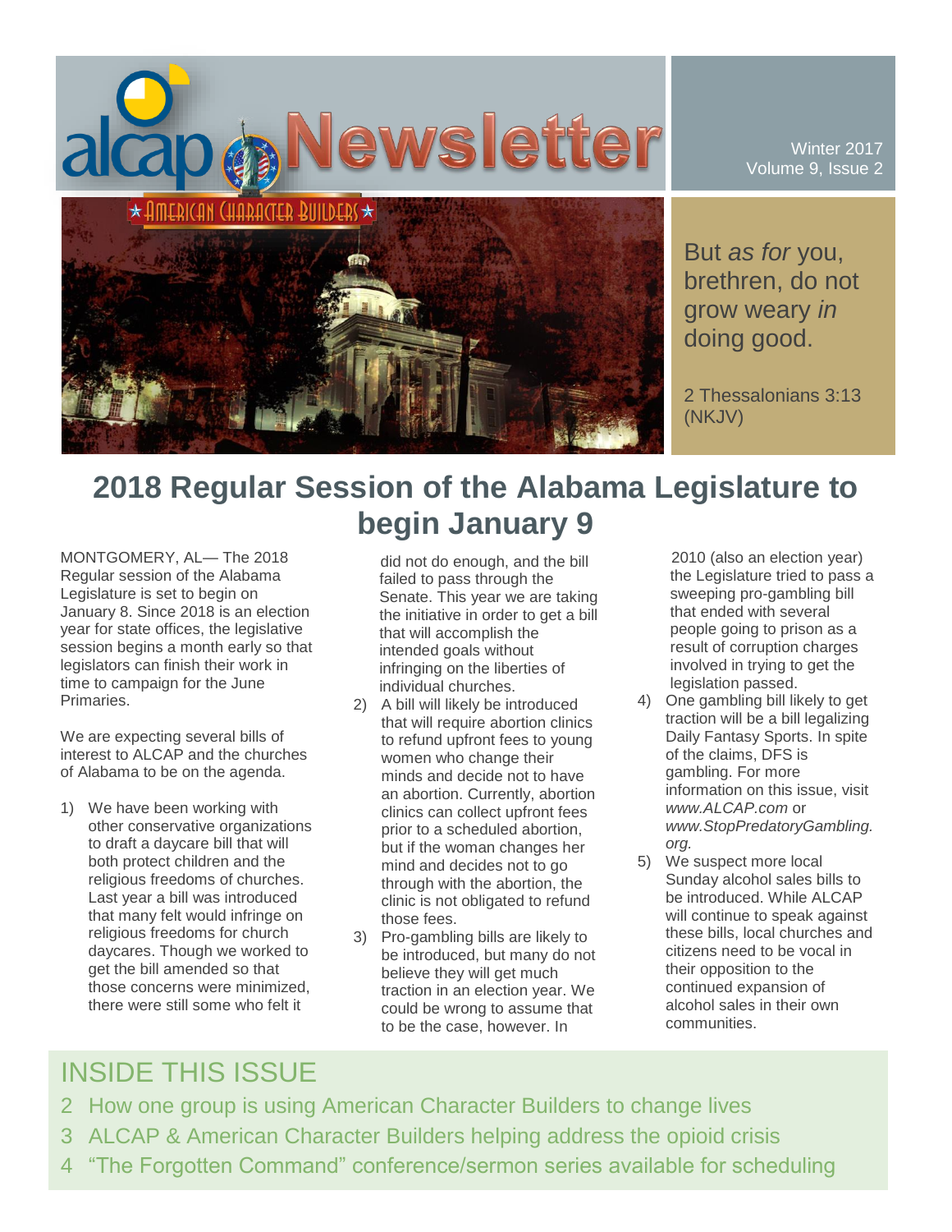# alcap Newsletter

★ AMERICAN CHARACTER BUILDERS ★

Winter 2017
Volume 9, Issue 2

But *as for* you, brethren, do not grow weary *in* doing good.

2 Thessalonians 3:13 (NKJV)

## 2018 Regular Session of the Alabama Legislature to begin January 9

MONTGOMERY, AL— The 2018 Regular session of the Alabama Legislature is set to begin on January 8. Since 2018 is an election year for state offices, the legislative session begins a month early so that legislators can finish their work in time to campaign for the June Primaries.

We are expecting several bills of interest to ALCAP and the churches of Alabama to be on the agenda.

1) We have been working with other conservative organizations to draft a daycare bill that will both protect children and the religious freedoms of churches. Last year a bill was introduced that many felt would infringe on religious freedoms for church daycares. Though we worked to get the bill amended so that those concerns were minimized, there were still some who felt it did not do enough, and the bill failed to pass through the Senate. This year we are taking the initiative in order to get a bill that will accomplish the intended goals without infringing on the liberties of individual churches.
2) A bill will likely be introduced that will require abortion clinics to refund upfront fees to young women who change their minds and decide not to have an abortion. Currently, abortion clinics can collect upfront fees prior to a scheduled abortion, but if the woman changes her mind and decides not to go through with the abortion, the clinic is not obligated to refund those fees.
3) Pro-gambling bills are likely to be introduced, but many do not believe they will get much traction in an election year. We could be wrong to assume that to be the case, however. In 2010 (also an election year) the Legislature tried to pass a sweeping pro-gambling bill that ended with several people going to prison as a result of corruption charges involved in trying to get the legislation passed.
4) One gambling bill likely to get traction will be a bill legalizing Daily Fantasy Sports. In spite of the claims, DFS is gambling. For more information on this issue, visit *www.ALCAP.com* or *www.StopPredatoryGambling.org.*
5) We suspect more local Sunday alcohol sales bills to be introduced. While ALCAP will continue to speak against these bills, local churches and citizens need to be vocal in their opposition to the continued expansion of alcohol sales in their own communities.

## INSIDE THIS ISSUE

2 How one group is using American Character Builders to change lives
3 ALCAP & American Character Builders helping address the opioid crisis
4 "The Forgotten Command" conference/sermon series available for scheduling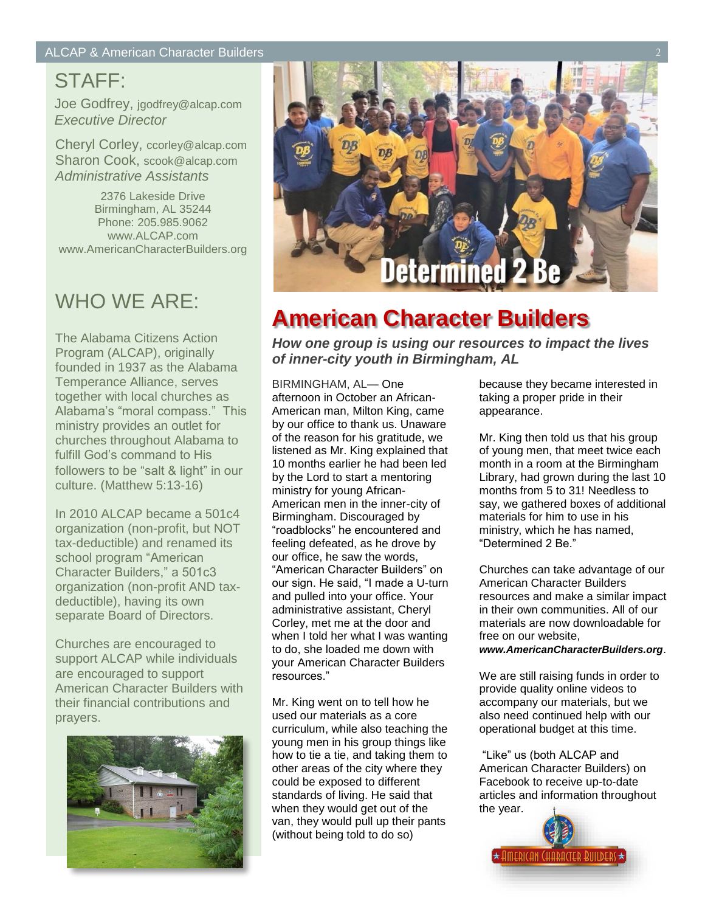## STAFF:

Joe Godfrey, jgodfrey@alcap.com
*Executive Director*

Cheryl Corley, ccorley@alcap.com
Sharon Cook, scook@alcap.com
*Administrative Assistants*

2376 Lakeside Drive
Birmingham, AL 35244
Phone: 205.985.9062
www.ALCAP.com
www.AmericanCharacterBuilders.org

## WHO WE ARE:

The Alabama Citizens Action Program (ALCAP), originally founded in 1937 as the Alabama Temperance Alliance, serves together with local churches as Alabama's "moral compass." This ministry provides an outlet for churches throughout Alabama to fulfill God's command to His followers to be "salt & light" in our culture. (Matthew 5:13-16)

In 2010 ALCAP became a 501c4 organization (non-profit, but NOT tax-deductible) and renamed its school program "American Character Builders," a 501c3 organization (non-profit AND tax-deductible), having its own separate Board of Directors.

Churches are encouraged to support ALCAP while individuals are encouraged to support American Character Builders with their financial contributions and prayers.

# American Character Builders

***How one group is using our resources to impact the lives of inner-city youth in Birmingham, AL***

BIRMINGHAM, AL— One afternoon in October an African-American man, Milton King, came by our office to thank us. Unaware of the reason for his gratitude, we listened as Mr. King explained that 10 months earlier he had been led by the Lord to start a mentoring ministry for young African-American men in the inner-city of Birmingham. Discouraged by "roadblocks" he encountered and feeling defeated, as he drove by our office, he saw the words, "American Character Builders" on our sign. He said, "I made a U-turn and pulled into your office. Your administrative assistant, Cheryl Corley, met me at the door and when I told her what I was wanting to do, she loaded me down with your American Character Builders resources."

Mr. King went on to tell how he used our materials as a core curriculum, while also teaching the young men in his group things like how to tie a tie, and taking them to other areas of the city where they could be exposed to different standards of living. He said that when they would get out of the van, they would pull up their pants (without being told to do so) because they became interested in taking a proper pride in their appearance.

Mr. King then told us that his group of young men, that meet twice each month in a room at the Birmingham Library, had grown during the last 10 months from 5 to 31! Needless to say, we gathered boxes of additional materials for him to use in his ministry, which he has named, "Determined 2 Be."

Churches can take advantage of our American Character Builders resources and make a similar impact in their own communities. All of our materials are now downloadable for free on our website, ***www.AmericanCharacterBuilders.org***.

We are still raising funds in order to provide quality online videos to accompany our materials, but we also need continued help with our operational budget at this time.

"Like" us (both ALCAP and American Character Builders) on Facebook to receive up-to-date articles and information throughout the year.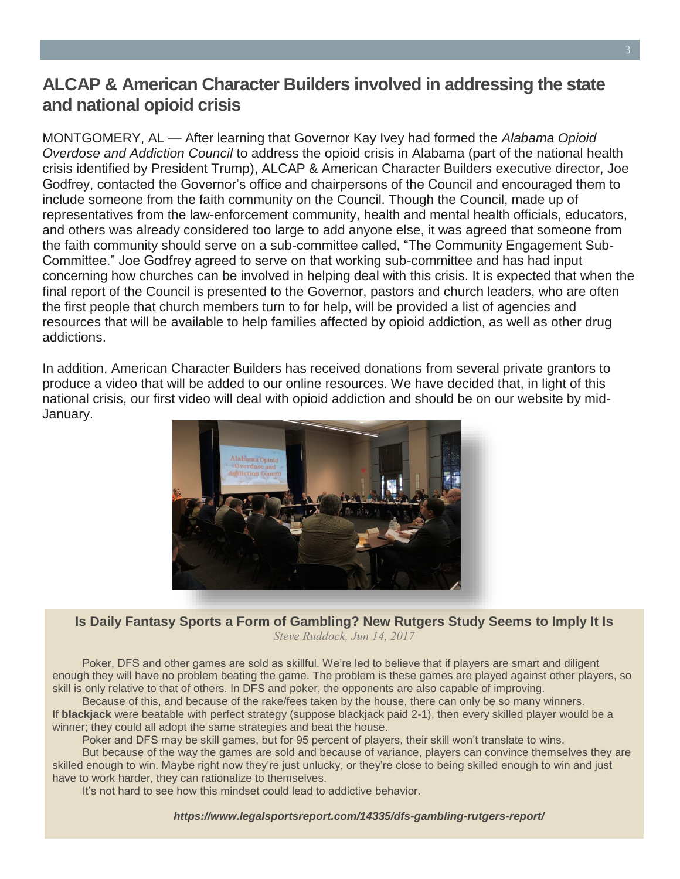## ALCAP & American Character Builders involved in addressing the state and national opioid crisis

MONTGOMERY, AL — After learning that Governor Kay Ivey had formed the *Alabama Opioid Overdose and Addiction Council* to address the opioid crisis in Alabama (part of the national health crisis identified by President Trump), ALCAP & American Character Builders executive director, Joe Godfrey, contacted the Governor's office and chairpersons of the Council and encouraged them to include someone from the faith community on the Council. Though the Council, made up of representatives from the law-enforcement community, health and mental health officials, educators, and others was already considered too large to add anyone else, it was agreed that someone from the faith community should serve on a sub-committee called, "The Community Engagement Sub-Committee." Joe Godfrey agreed to serve on that working sub-committee and has had input concerning how churches can be involved in helping deal with this crisis. It is expected that when the final report of the Council is presented to the Governor, pastors and church leaders, who are often the first people that church members turn to for help, will be provided a list of agencies and resources that will be available to help families affected by opioid addiction, as well as other drug addictions.

In addition, American Character Builders has received donations from several private grantors to produce a video that will be added to our online resources. We have decided that, in light of this national crisis, our first video will deal with opioid addiction and should be on our website by mid-January.

### Is Daily Fantasy Sports a Form of Gambling? New Rutgers Study Seems to Imply It Is

*Steve Ruddock, Jun 14, 2017*

Poker, DFS and other games are sold as skillful. We're led to believe that if players are smart and diligent enough they will have no problem beating the game. The problem is these games are played against other players, so skill is only relative to that of others. In DFS and poker, the opponents are also capable of improving.

Because of this, and because of the rake/fees taken by the house, there can only be so many winners. If **blackjack** were beatable with perfect strategy (suppose blackjack paid 2-1), then every skilled player would be a winner; they could all adopt the same strategies and beat the house.

Poker and DFS may be skill games, but for 95 percent of players, their skill won't translate to wins.

But because of the way the games are sold and because of variance, players can convince themselves they are skilled enough to win. Maybe right now they're just unlucky, or they're close to being skilled enough to win and just have to work harder, they can rationalize to themselves.

It's not hard to see how this mindset could lead to addictive behavior.

***https://www.legalsportsreport.com/14335/dfs-gambling-rutgers-report/***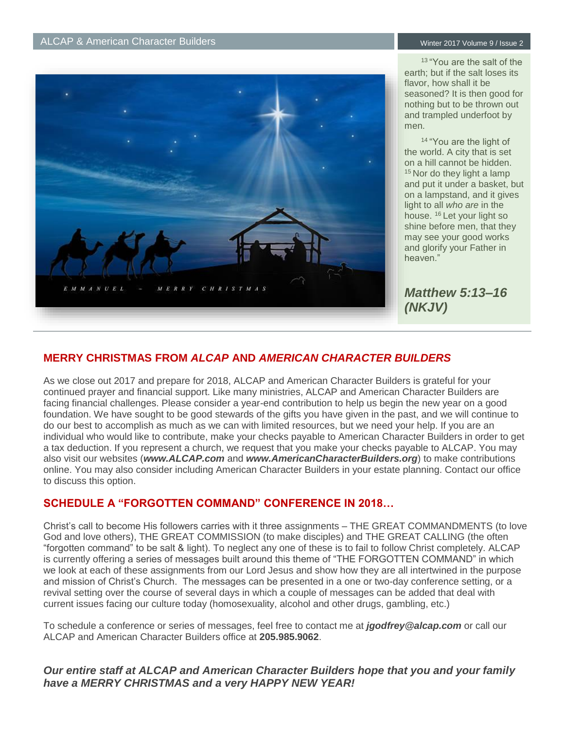[13] "You are the salt of the earth; but if the salt loses its flavor, how shall it be seasoned? It is then good for nothing but to be thrown out and trampled underfoot by men.

[14] "You are the light of the world. A city that is set on a hill cannot be hidden. [15] Nor do they light a lamp and put it under a basket, but on a lampstand, and it gives light to all *who are* in the house. [16] Let your light so shine before men, that they may see your good works and glorify your Father in heaven."

***Matthew 5:13–16 (NKJV)***

## MERRY CHRISTMAS FROM *ALCAP* AND *AMERICAN CHARACTER BUILDERS*

As we close out 2017 and prepare for 2018, ALCAP and American Character Builders is grateful for your continued prayer and financial support. Like many ministries, ALCAP and American Character Builders are facing financial challenges. Please consider a year-end contribution to help us begin the new year on a good foundation. We have sought to be good stewards of the gifts you have given in the past, and we will continue to do our best to accomplish as much as we can with limited resources, but we need your help. If you are an individual who would like to contribute, make your checks payable to American Character Builders in order to get a tax deduction. If you represent a church, we request that you make your checks payable to ALCAP. You may also visit our websites (***www.ALCAP.com*** and ***www.AmericanCharacterBuilders.org***) to make contributions online. You may also consider including American Character Builders in your estate planning. Contact our office to discuss this option.

## SCHEDULE A "FORGOTTEN COMMAND" CONFERENCE IN 2018…

Christ's call to become His followers carries with it three assignments – THE GREAT COMMANDMENTS (to love God and love others), THE GREAT COMMISSION (to make disciples) and THE GREAT CALLING (the often "forgotten command" to be salt & light). To neglect any one of these is to fail to follow Christ completely. ALCAP is currently offering a series of messages built around this theme of "THE FORGOTTEN COMMAND" in which we look at each of these assignments from our Lord Jesus and show how they are all intertwined in the purpose and mission of Christ's Church. The messages can be presented in a one or two-day conference setting, or a revival setting over the course of several days in which a couple of messages can be added that deal with current issues facing our culture today (homosexuality, alcohol and other drugs, gambling, etc.)

To schedule a conference or series of messages, feel free to contact me at ***jgodfrey@alcap.com*** or call our ALCAP and American Character Builders office at **205.985.9062**.

***Our entire staff at ALCAP and American Character Builders hope that you and your family have a MERRY CHRISTMAS and a very HAPPY NEW YEAR!***